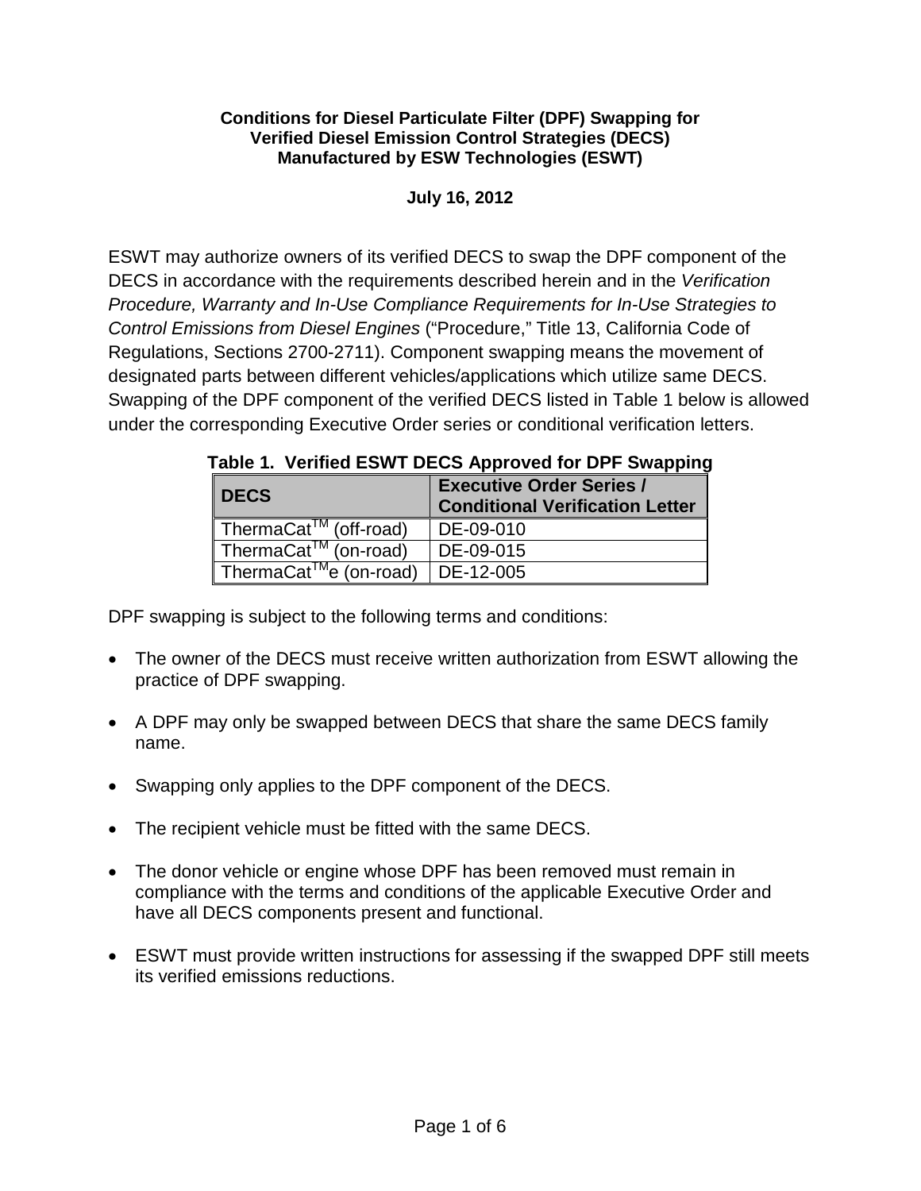**Conditions for Diesel Particulate Filter (DPF) Swapping for Verified Diesel Emission Control Strategies (DECS) Manufactured by ESW Technologies (ESWT)**

**July 16, 2012**

ESWT may authorize owners of its verified DECS to swap the DPF component of the DECS in accordance with the requirements described herein and in the *Verification Procedure, Warranty and In-Use Compliance Requirements for In-Use Strategies to Control Emissions from Diesel Engines* ("Procedure," Title 13, California Code of Regulations, Sections 2700-2711). Component swapping means the movement of designated parts between different vehicles/applications which utilize same DECS. Swapping of the DPF component of the verified DECS listed in Table 1 below is allowed under the corresponding Executive Order series or conditional verification letters.

**Table 1. Verified ESWT DECS Approved for DPF Swapping**

| DECS | Executive Order Series / Conditional Verification Letter |
|---|---|
| ThermaCat™ (off-road) | DE-09-010 |
| ThermaCat™ (on-road) | DE-09-015 |
| ThermaCat™e (on-road) | DE-12-005 |

DPF swapping is subject to the following terms and conditions:

- The owner of the DECS must receive written authorization from ESWT allowing the practice of DPF swapping.
- A DPF may only be swapped between DECS that share the same DECS family name.
- Swapping only applies to the DPF component of the DECS.
- The recipient vehicle must be fitted with the same DECS.
- The donor vehicle or engine whose DPF has been removed must remain in compliance with the terms and conditions of the applicable Executive Order and have all DECS components present and functional.
- ESWT must provide written instructions for assessing if the swapped DPF still meets its verified emissions reductions.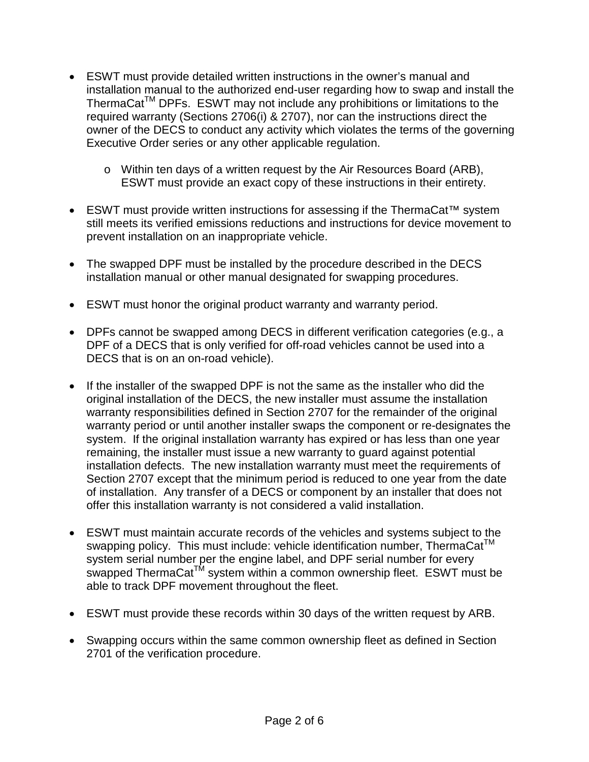- ESWT must provide detailed written instructions in the owner's manual and installation manual to the authorized end-user regarding how to swap and install the ThermaCat™ DPFs. ESWT may not include any prohibitions or limitations to the required warranty (Sections 2706(i) & 2707), nor can the instructions direct the owner of the DECS to conduct any activity which violates the terms of the governing Executive Order series or any other applicable regulation.
    - Within ten days of a written request by the Air Resources Board (ARB), ESWT must provide an exact copy of these instructions in their entirety.
- ESWT must provide written instructions for assessing if the ThermaCat™ system still meets its verified emissions reductions and instructions for device movement to prevent installation on an inappropriate vehicle.
- The swapped DPF must be installed by the procedure described in the DECS installation manual or other manual designated for swapping procedures.
- ESWT must honor the original product warranty and warranty period.
- DPFs cannot be swapped among DECS in different verification categories (e.g., a DPF of a DECS that is only verified for off-road vehicles cannot be used into a DECS that is on an on-road vehicle).
- If the installer of the swapped DPF is not the same as the installer who did the original installation of the DECS, the new installer must assume the installation warranty responsibilities defined in Section 2707 for the remainder of the original warranty period or until another installer swaps the component or re-designates the system. If the original installation warranty has expired or has less than one year remaining, the installer must issue a new warranty to guard against potential installation defects. The new installation warranty must meet the requirements of Section 2707 except that the minimum period is reduced to one year from the date of installation. Any transfer of a DECS or component by an installer that does not offer this installation warranty is not considered a valid installation.
- ESWT must maintain accurate records of the vehicles and systems subject to the swapping policy. This must include: vehicle identification number, ThermaCat™ system serial number per the engine label, and DPF serial number for every swapped ThermaCat™ system within a common ownership fleet. ESWT must be able to track DPF movement throughout the fleet.
- ESWT must provide these records within 30 days of the written request by ARB.
- Swapping occurs within the same common ownership fleet as defined in Section 2701 of the verification procedure.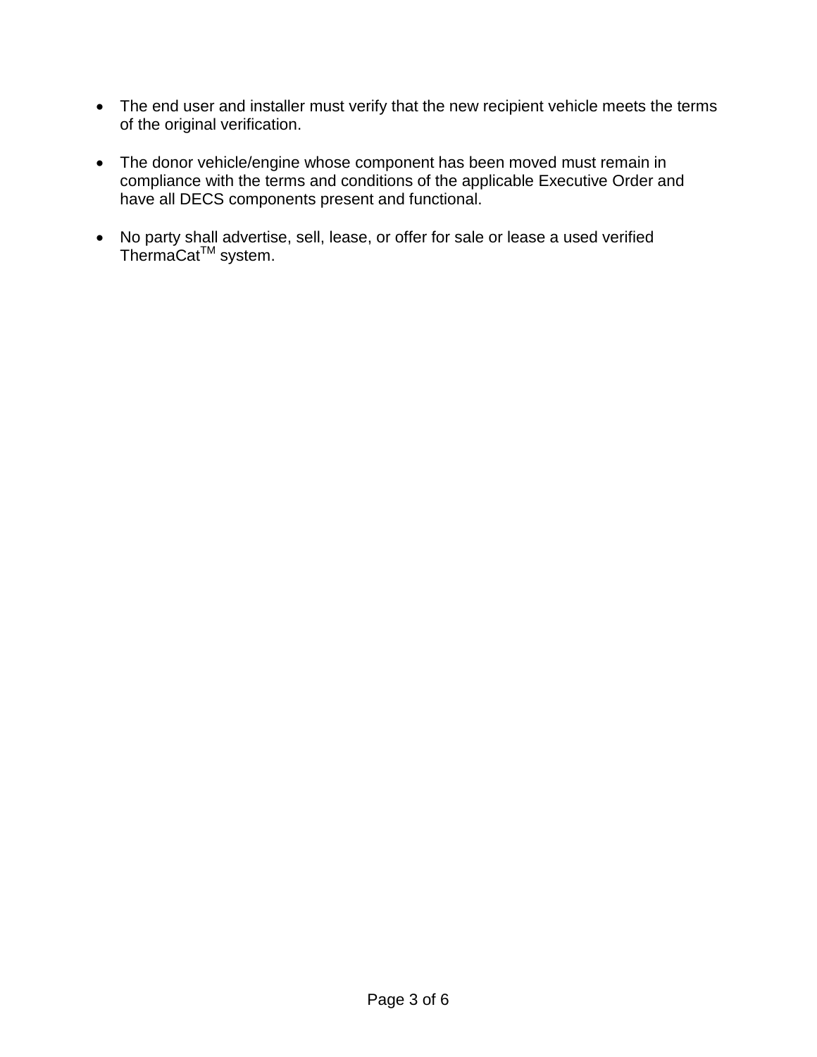- The end user and installer must verify that the new recipient vehicle meets the terms of the original verification.

- The donor vehicle/engine whose component has been moved must remain in compliance with the terms and conditions of the applicable Executive Order and have all DECS components present and functional.

- No party shall advertise, sell, lease, or offer for sale or lease a used verified ThermaCat™ system.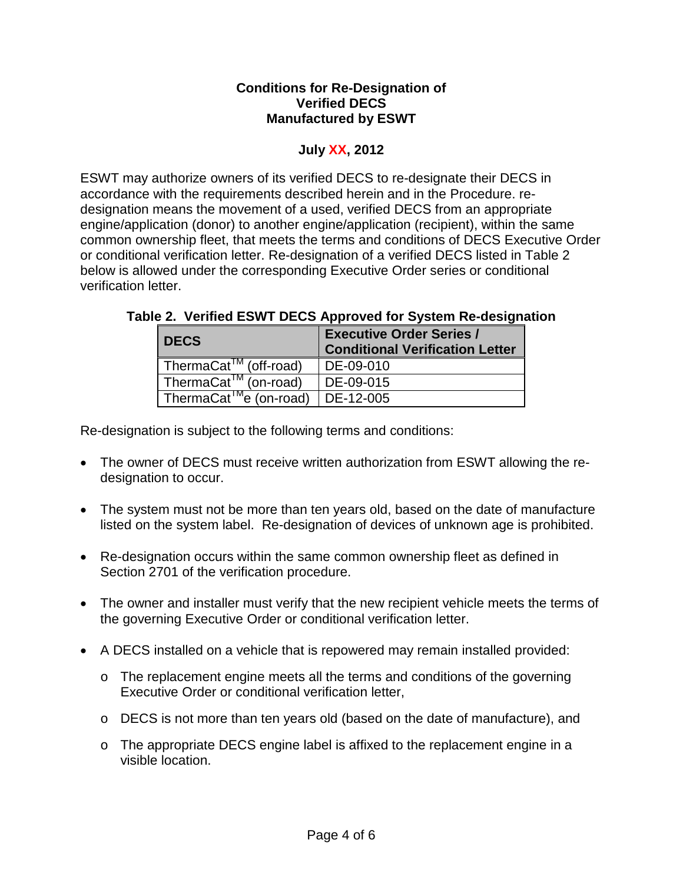**Conditions for Re-Designation of Verified DECS Manufactured by ESWT**

**July XX, 2012**

ESWT may authorize owners of its verified DECS to re-designate their DECS in accordance with the requirements described herein and in the Procedure. re-designation means the movement of a used, verified DECS from an appropriate engine/application (donor) to another engine/application (recipient), within the same common ownership fleet, that meets the terms and conditions of DECS Executive Order or conditional verification letter. Re-designation of a verified DECS listed in Table 2 below is allowed under the corresponding Executive Order series or conditional verification letter.

**Table 2. Verified ESWT DECS Approved for System Re-designation**

| DECS | Executive Order Series / Conditional Verification Letter |
|---|---|
| ThermaCat™ (off-road) | DE-09-010 |
| ThermaCat™ (on-road) | DE-09-015 |
| ThermaCat™e (on-road) | DE-12-005 |

Re-designation is subject to the following terms and conditions:

- The owner of DECS must receive written authorization from ESWT allowing the re-designation to occur.
- The system must not be more than ten years old, based on the date of manufacture listed on the system label. Re-designation of devices of unknown age is prohibited.
- Re-designation occurs within the same common ownership fleet as defined in Section 2701 of the verification procedure.
- The owner and installer must verify that the new recipient vehicle meets the terms of the governing Executive Order or conditional verification letter.
- A DECS installed on a vehicle that is repowered may remain installed provided:
  - The replacement engine meets all the terms and conditions of the governing Executive Order or conditional verification letter,
  - DECS is not more than ten years old (based on the date of manufacture), and
  - The appropriate DECS engine label is affixed to the replacement engine in a visible location.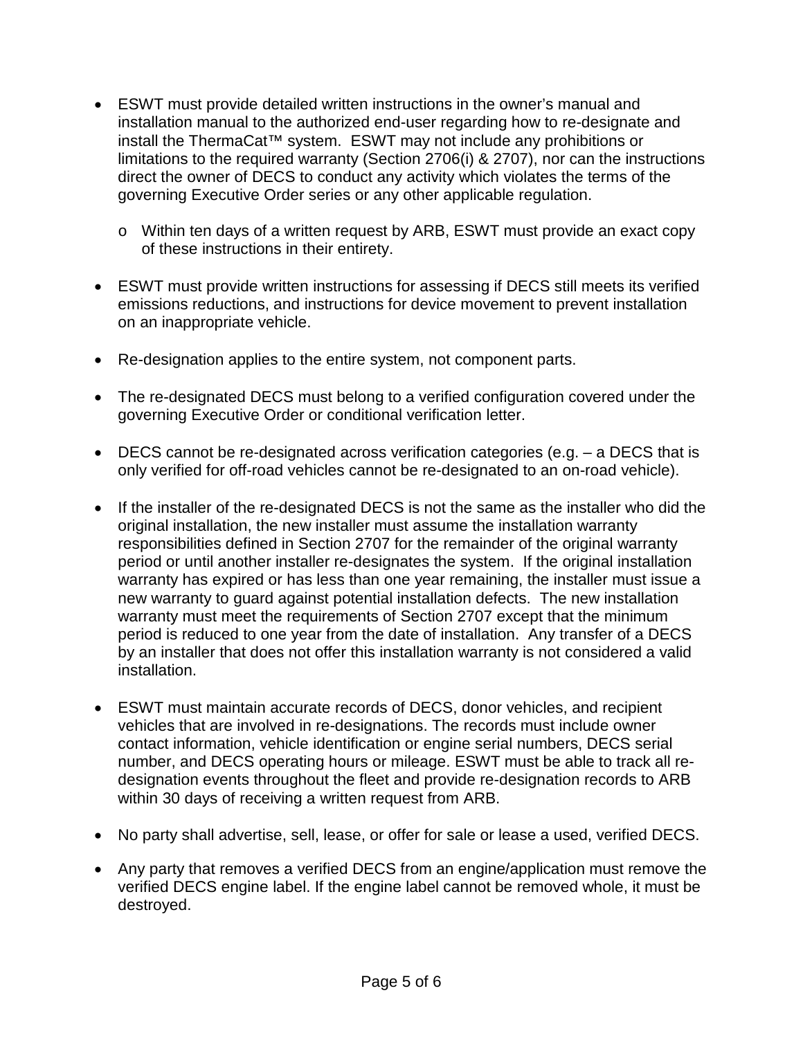- ESWT must provide detailed written instructions in the owner's manual and installation manual to the authorized end-user regarding how to re-designate and install the ThermaCat™ system. ESWT may not include any prohibitions or limitations to the required warranty (Section 2706(i) & 2707), nor can the instructions direct the owner of DECS to conduct any activity which violates the terms of the governing Executive Order series or any other applicable regulation.
  - Within ten days of a written request by ARB, ESWT must provide an exact copy of these instructions in their entirety.

- ESWT must provide written instructions for assessing if DECS still meets its verified emissions reductions, and instructions for device movement to prevent installation on an inappropriate vehicle.

- Re-designation applies to the entire system, not component parts.

- The re-designated DECS must belong to a verified configuration covered under the governing Executive Order or conditional verification letter.

- DECS cannot be re-designated across verification categories (e.g. – a DECS that is only verified for off-road vehicles cannot be re-designated to an on-road vehicle).

- If the installer of the re-designated DECS is not the same as the installer who did the original installation, the new installer must assume the installation warranty responsibilities defined in Section 2707 for the remainder of the original warranty period or until another installer re-designates the system. If the original installation warranty has expired or has less than one year remaining, the installer must issue a new warranty to guard against potential installation defects. The new installation warranty must meet the requirements of Section 2707 except that the minimum period is reduced to one year from the date of installation. Any transfer of a DECS by an installer that does not offer this installation warranty is not considered a valid installation.

- ESWT must maintain accurate records of DECS, donor vehicles, and recipient vehicles that are involved in re-designations. The records must include owner contact information, vehicle identification or engine serial numbers, DECS serial number, and DECS operating hours or mileage. ESWT must be able to track all re-designation events throughout the fleet and provide re-designation records to ARB within 30 days of receiving a written request from ARB.

- No party shall advertise, sell, lease, or offer for sale or lease a used, verified DECS.

- Any party that removes a verified DECS from an engine/application must remove the verified DECS engine label. If the engine label cannot be removed whole, it must be destroyed.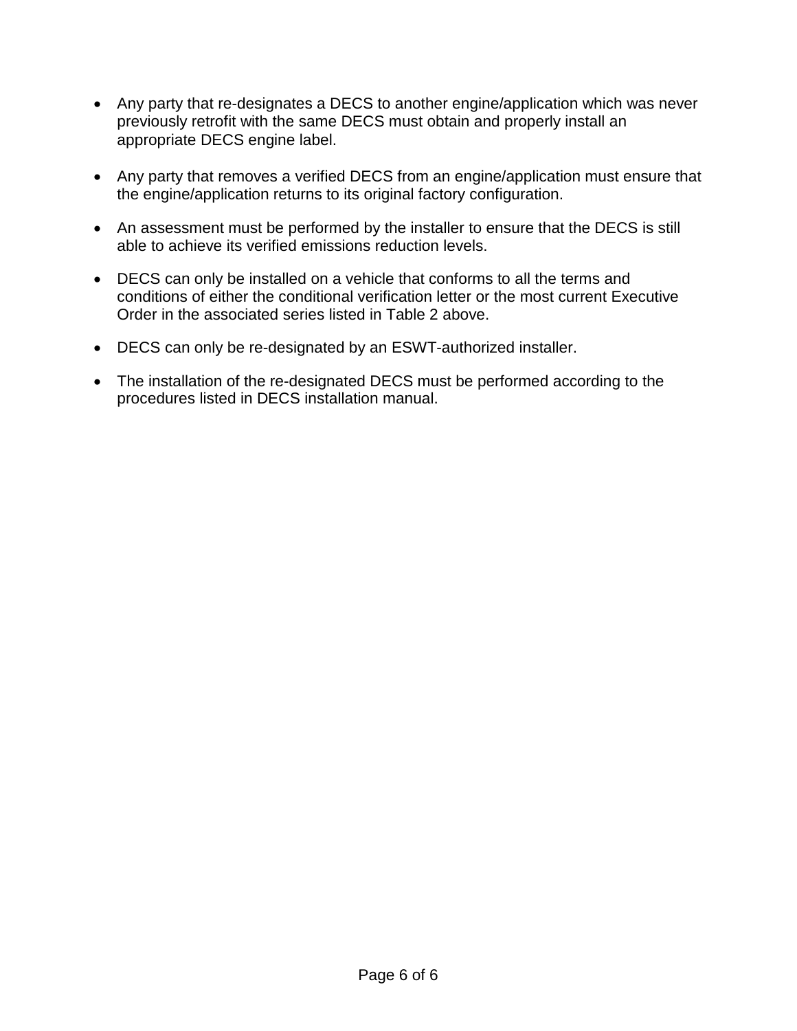- Any party that re-designates a DECS to another engine/application which was never previously retrofit with the same DECS must obtain and properly install an appropriate DECS engine label.
- Any party that removes a verified DECS from an engine/application must ensure that the engine/application returns to its original factory configuration.
- An assessment must be performed by the installer to ensure that the DECS is still able to achieve its verified emissions reduction levels.
- DECS can only be installed on a vehicle that conforms to all the terms and conditions of either the conditional verification letter or the most current Executive Order in the associated series listed in Table 2 above.
- DECS can only be re-designated by an ESWT-authorized installer.
- The installation of the re-designated DECS must be performed according to the procedures listed in DECS installation manual.